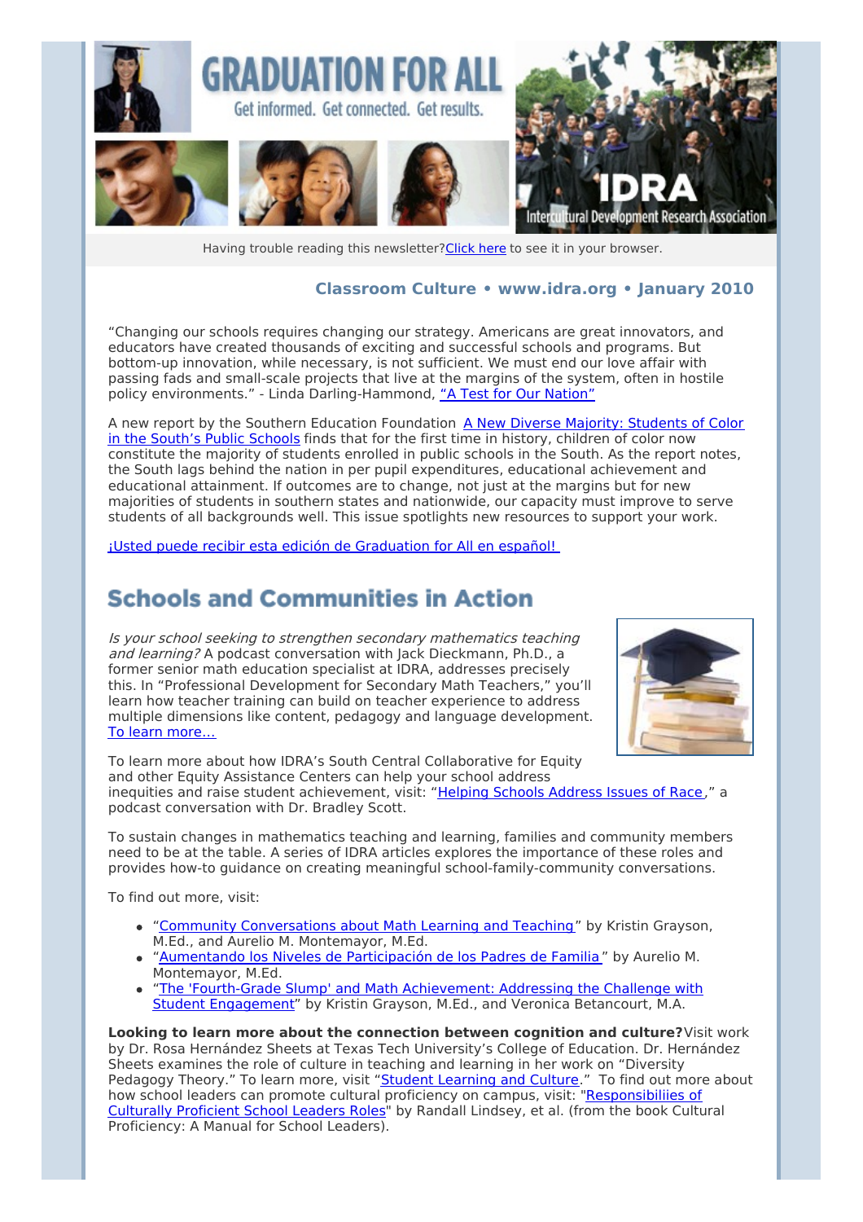# GRADUATION FOR ALL

Get informed. Get connected. Get results.

IDRA Intercultural Development Research Association

Having trouble reading this newsletter? Click here to see it in your browser.

**Classroom Culture • www.idra.org • January 2010**

"Changing our schools requires changing our strategy. Americans are great innovators, and educators have created thousands of exciting and successful schools and programs. But bottom-up innovation, while necessary, is not sufficient. We must end our love affair with passing fads and small-scale projects that live at the margins of the system, often in hostile policy environments." - Linda Darling-Hammond, "A Test for Our Nation"

A new report by the Southern Education Foundation A New Diverse Majority: Students of Color in the South's Public Schools finds that for the first time in history, children of color now constitute the majority of students enrolled in public schools in the South. As the report notes, the South lags behind the nation in per pupil expenditures, educational achievement and educational attainment. If outcomes are to change, not just at the margins but for new majorities of students in southern states and nationwide, our capacity must improve to serve students of all backgrounds well. This issue spotlights new resources to support your work.

¡Usted puede recibir esta edición de Graduation for All en español!

## Schools and Communities in Action

*Is your school seeking to strengthen secondary mathematics teaching and learning?* A podcast conversation with Jack Dieckmann, Ph.D., a former senior math education specialist at IDRA, addresses precisely this. In "Professional Development for Secondary Math Teachers," you'll learn how teacher training can build on teacher experience to address multiple dimensions like content, pedagogy and language development. To learn more…

To learn more about how IDRA's South Central Collaborative for Equity and other Equity Assistance Centers can help your school address inequities and raise student achievement, visit: "Helping Schools Address Issues of Race," a podcast conversation with Dr. Bradley Scott.

To sustain changes in mathematics teaching and learning, families and community members need to be at the table. A series of IDRA articles explores the importance of these roles and provides how-to guidance on creating meaningful school-family-community conversations.

To find out more, visit:

- "Community Conversations about Math Learning and Teaching" by Kristin Grayson, M.Ed., and Aurelio M. Montemayor, M.Ed.
- "Aumentando los Niveles de Participación de los Padres de Familia" by Aurelio M. Montemayor, M.Ed.
- "The 'Fourth-Grade Slump' and Math Achievement: Addressing the Challenge with Student Engagement" by Kristin Grayson, M.Ed., and Veronica Betancourt, M.A.

**Looking to learn more about the connection between cognition and culture?** Visit work by Dr. Rosa Hernández Sheets at Texas Tech University's College of Education. Dr. Hernández Sheets examines the role of culture in teaching and learning in her work on "Diversity Pedagogy Theory." To learn more, visit "Student Learning and Culture." To find out more about how school leaders can promote cultural proficiency on campus, visit: "Responsibiliies of Culturally Proficient School Leaders Roles" by Randall Lindsey, et al. (from the book Cultural Proficiency: A Manual for School Leaders).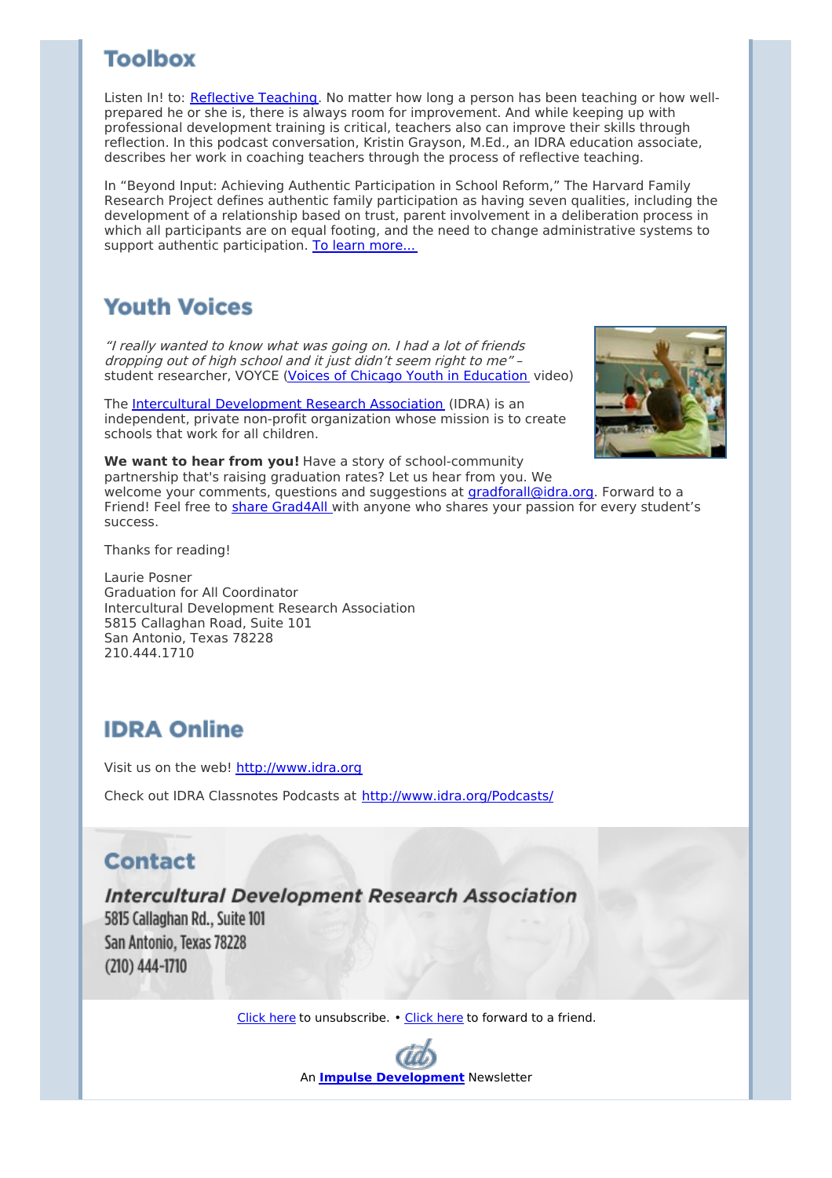## Toolbox

Listen In! to: Reflective Teaching. No matter how long a person has been teaching or how well-prepared he or she is, there is always room for improvement. And while keeping up with professional development training is critical, teachers also can improve their skills through reflection. In this podcast conversation, Kristin Grayson, M.Ed., an IDRA education associate, describes her work in coaching teachers through the process of reflective teaching.

In "Beyond Input: Achieving Authentic Participation in School Reform," The Harvard Family Research Project defines authentic family participation as having seven qualities, including the development of a relationship based on trust, parent involvement in a deliberation process in which all participants are on equal footing, and the need to change administrative systems to support authentic participation. To learn more...

## Youth Voices

*"I really wanted to know what was going on. I had a lot of friends dropping out of high school and it just didn't seem right to me"* – student researcher, VOYCE (Voices of Chicago Youth in Education video)

The Intercultural Development Research Association (IDRA) is an independent, private non-profit organization whose mission is to create schools that work for all children.

**We want to hear from you!** Have a story of school-community partnership that's raising graduation rates? Let us hear from you. We welcome your comments, questions and suggestions at gradforall@idra.org. Forward to a Friend! Feel free to share Grad4All with anyone who shares your passion for every student's success.

Thanks for reading!

Laurie Posner
Graduation for All Coordinator
Intercultural Development Research Association
5815 Callaghan Road, Suite 101
San Antonio, Texas 78228
210.444.1710

## IDRA Online

Visit us on the web! http://www.idra.org

Check out IDRA Classnotes Podcasts at http://www.idra.org/Podcasts/

## Contact

***Intercultural Development Research Association***
5815 Callaghan Rd., Suite 101
San Antonio, Texas 78228
(210) 444-1710

Click here to unsubscribe. • Click here to forward to a friend.

An **Impulse Development** Newsletter